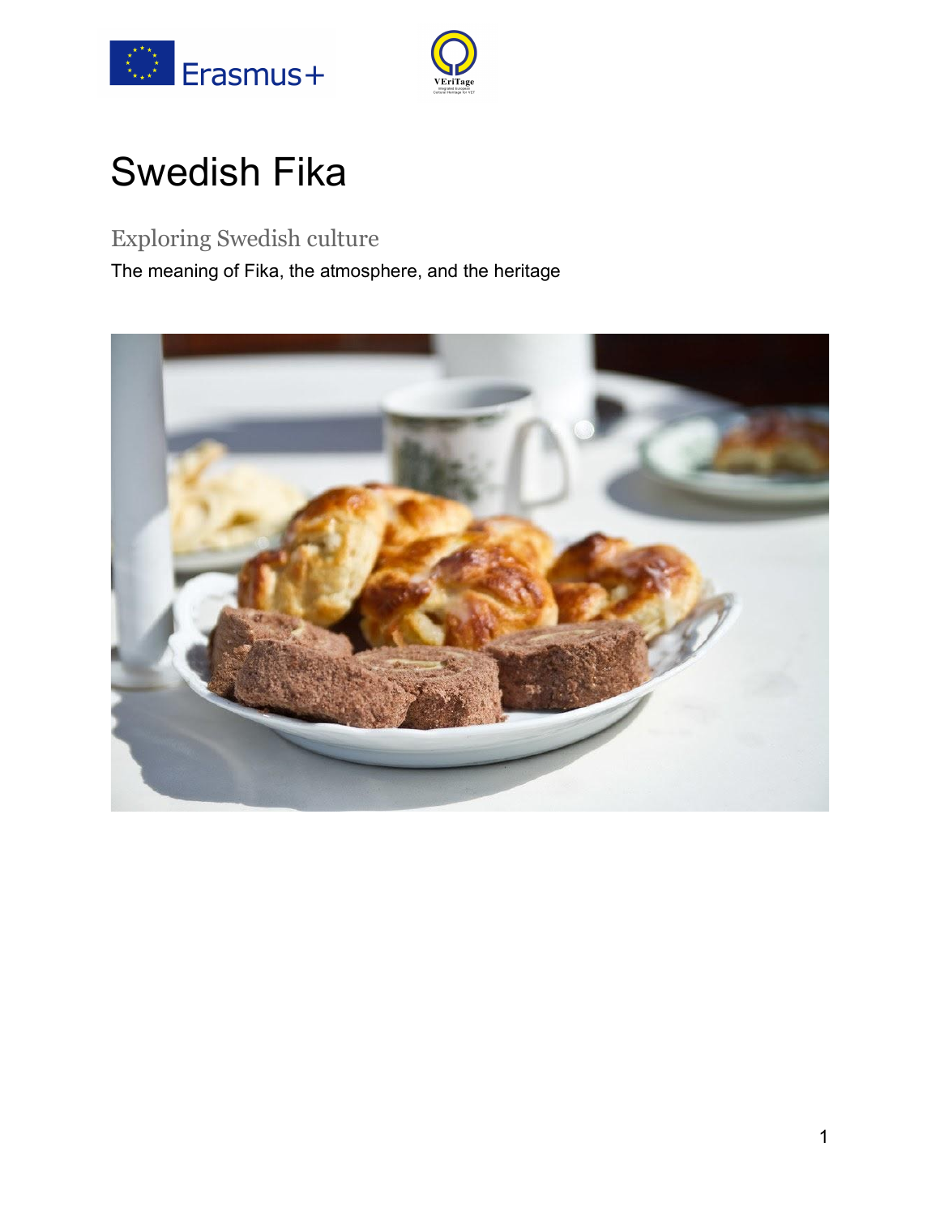# Swedish Fika

## Exploring Swedish culture

The meaning of Fika, the atmosphere, and the heritage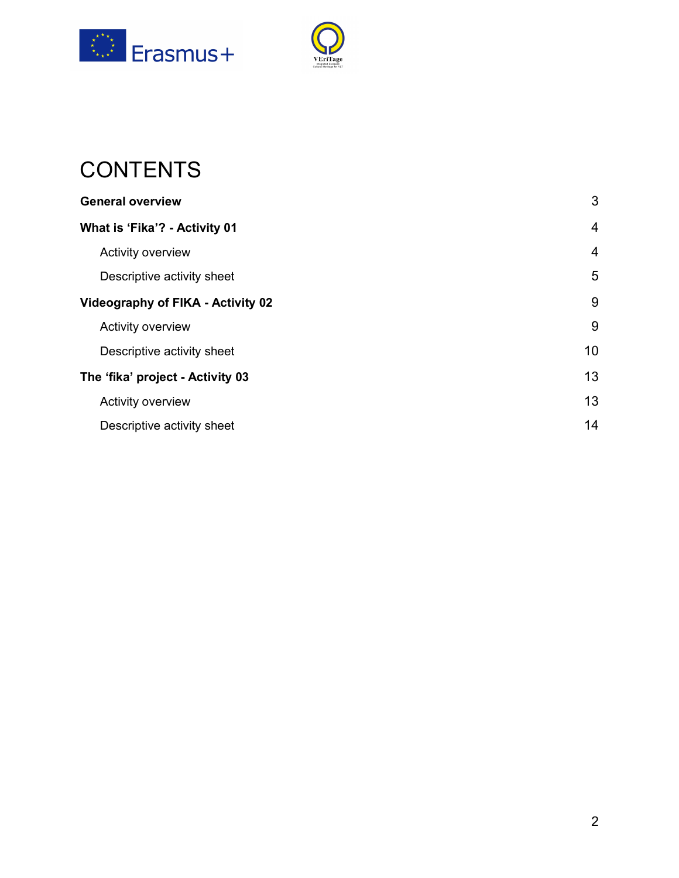# CONTENTS

| | |
|---|---|
| **General overview** | 3 |
| **What is 'Fika'? - Activity 01** | 4 |
| Activity overview | 4 |
| Descriptive activity sheet | 5 |
| **Videography of FIKA - Activity 02** | 9 |
| Activity overview | 9 |
| Descriptive activity sheet | 10 |
| **The 'fika' project - Activity 03** | 13 |
| Activity overview | 13 |
| Descriptive activity sheet | 14 |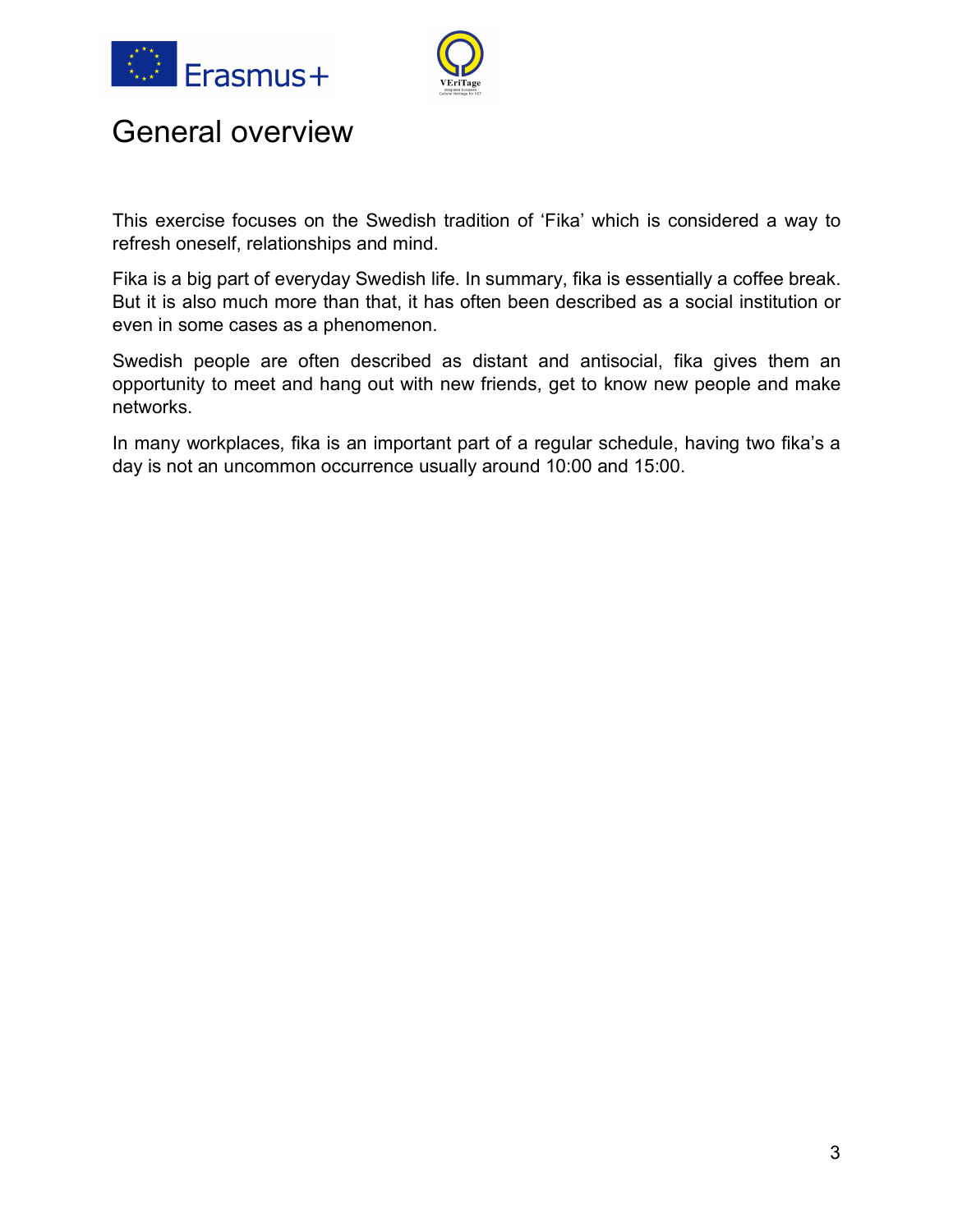# General overview

This exercise focuses on the Swedish tradition of 'Fika' which is considered a way to refresh oneself, relationships and mind.

Fika is a big part of everyday Swedish life. In summary, fika is essentially a coffee break. But it is also much more than that, it has often been described as a social institution or even in some cases as a phenomenon.

Swedish people are often described as distant and antisocial, fika gives them an opportunity to meet and hang out with new friends, get to know new people and make networks.

In many workplaces, fika is an important part of a regular schedule, having two fika's a day is not an uncommon occurrence usually around 10:00 and 15:00.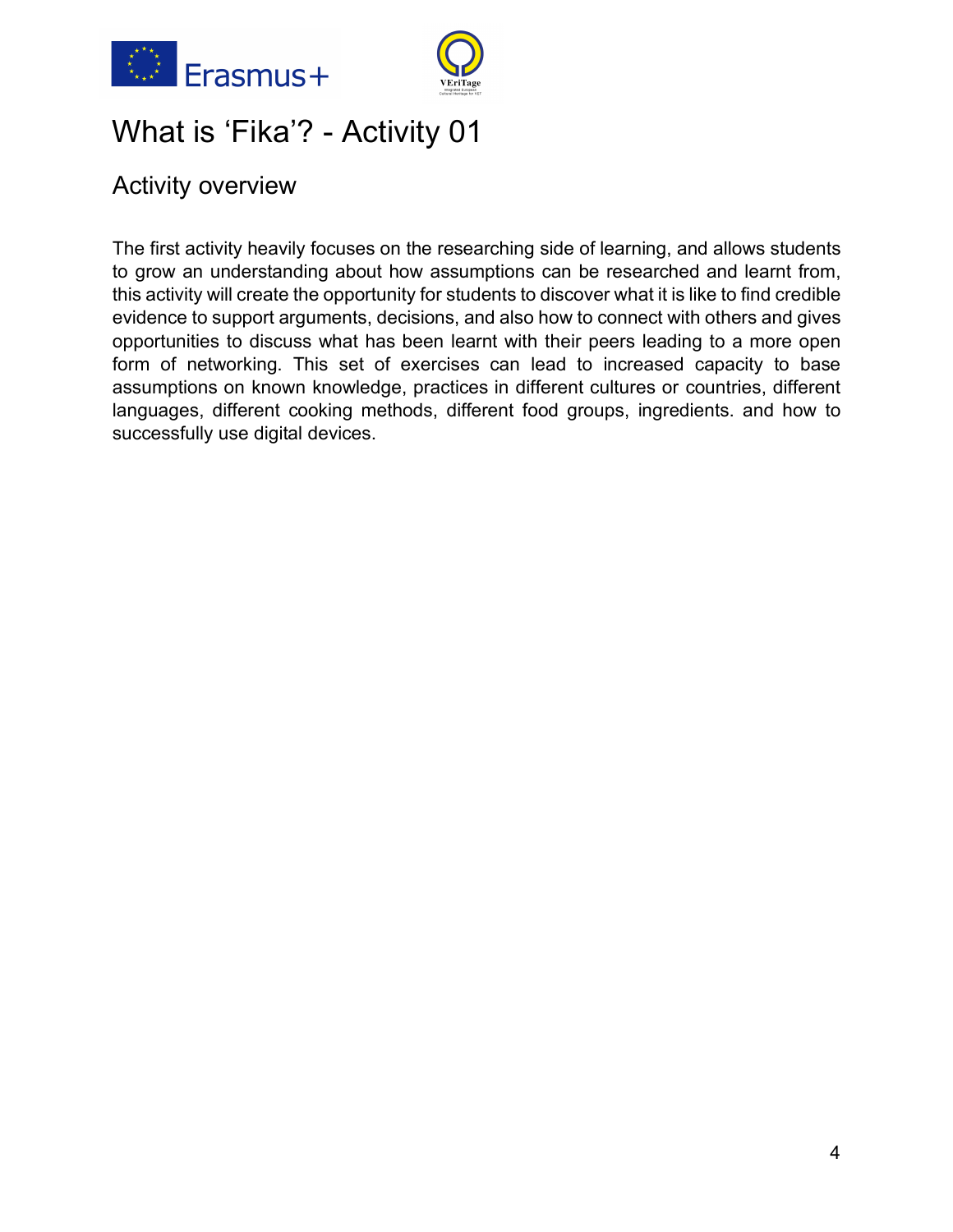# What is ‘Fika’? - Activity 01

## Activity overview

The first activity heavily focuses on the researching side of learning, and allows students to grow an understanding about how assumptions can be researched and learnt from, this activity will create the opportunity for students to discover what it is like to find credible evidence to support arguments, decisions, and also how to connect with others and gives opportunities to discuss what has been learnt with their peers leading to a more open form of networking. This set of exercises can lead to increased capacity to base assumptions on known knowledge, practices in different cultures or countries, different languages, different cooking methods, different food groups, ingredients. and how to successfully use digital devices.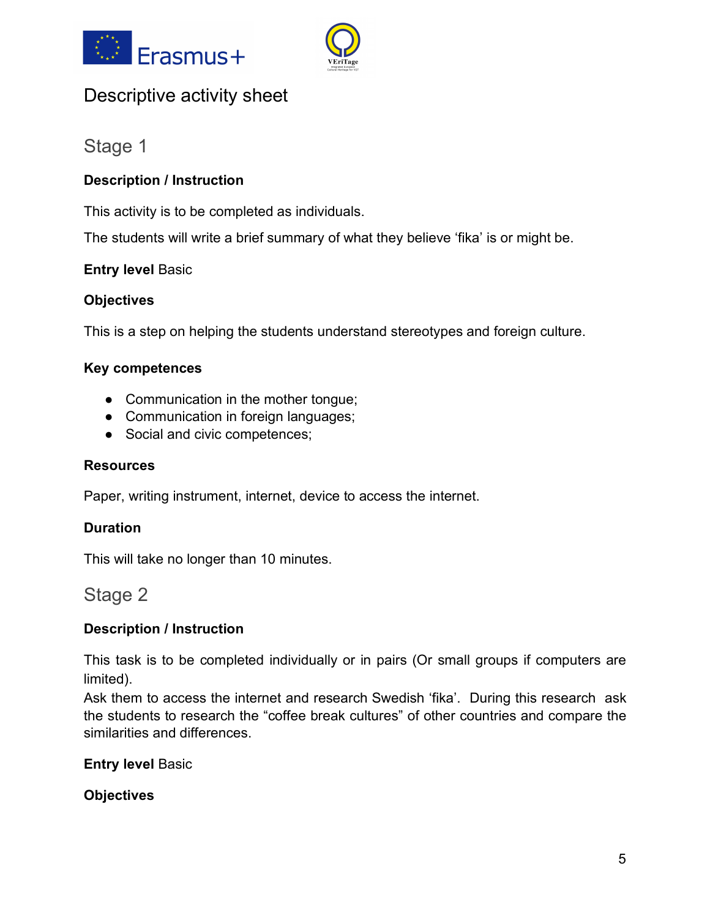# Descriptive activity sheet

## Stage 1

**Description / Instruction**

This activity is to be completed as individuals.

The students will write a brief summary of what they believe 'fika' is or might be.

**Entry level** Basic

**Objectives**

This is a step on helping the students understand stereotypes and foreign culture.

**Key competences**

- Communication in the mother tongue;
- Communication in foreign languages;
- Social and civic competences;

**Resources**

Paper, writing instrument, internet, device to access the internet.

**Duration**

This will take no longer than 10 minutes.

## Stage 2

**Description / Instruction**

This task is to be completed individually or in pairs (Or small groups if computers are limited).
Ask them to access the internet and research Swedish 'fika'. During this research ask the students to research the "coffee break cultures" of other countries and compare the similarities and differences.

**Entry level** Basic

**Objectives**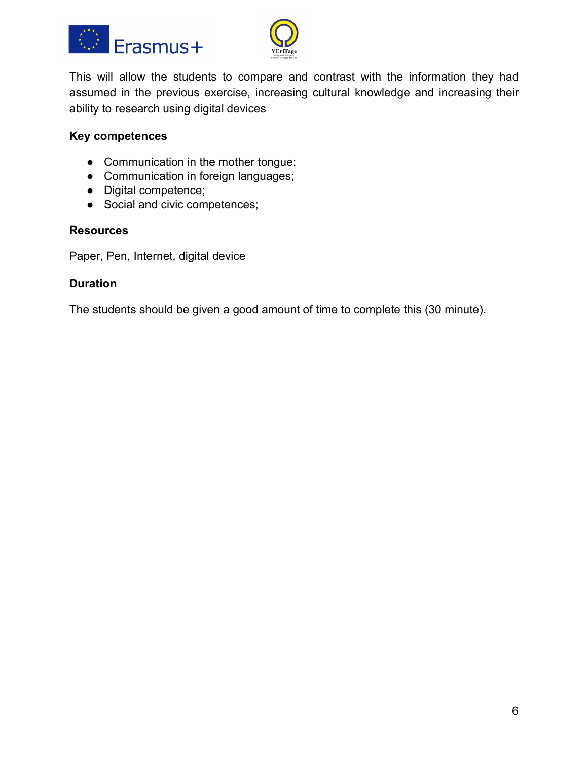This will allow the students to compare and contrast with the information they had assumed in the previous exercise, increasing cultural knowledge and increasing their ability to research using digital devices

**Key competences**

- Communication in the mother tongue;
- Communication in foreign languages;
- Digital competence;
- Social and civic competences;

**Resources**

Paper, Pen, Internet, digital device

**Duration**

The students should be given a good amount of time to complete this (30 minute).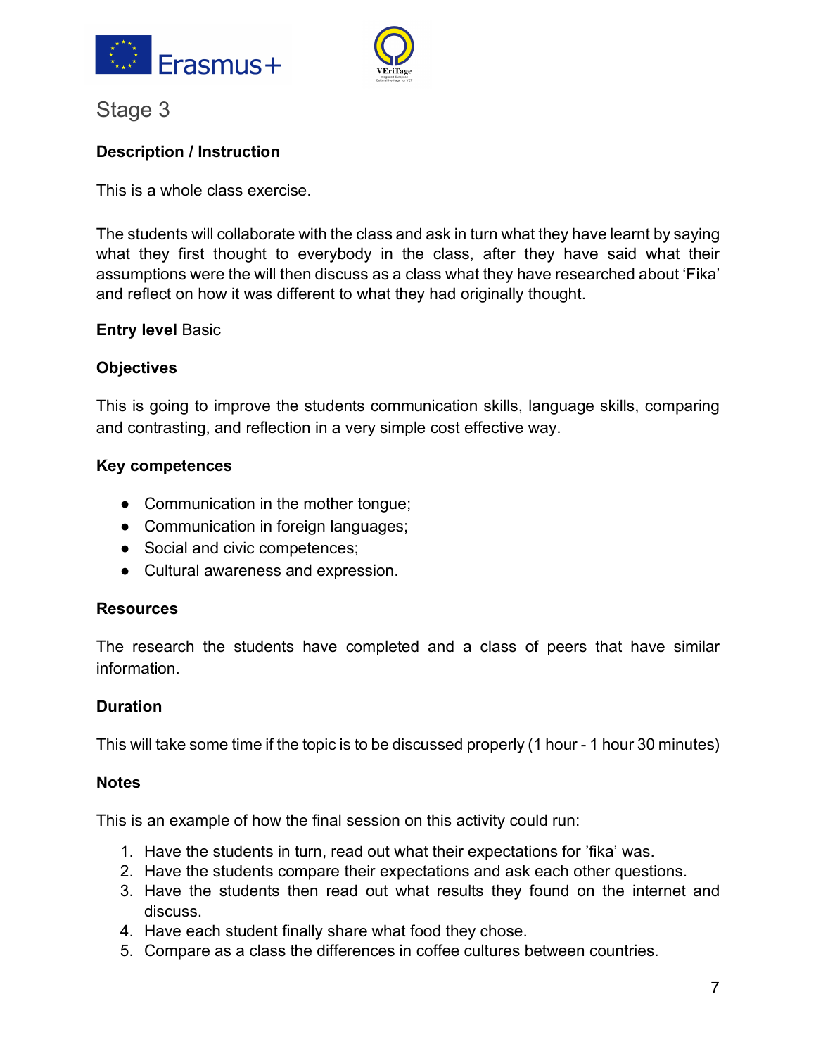## Stage 3

**Description / Instruction**

This is a whole class exercise.

The students will collaborate with the class and ask in turn what they have learnt by saying what they first thought to everybody in the class, after they have said what their assumptions were the will then discuss as a class what they have researched about 'Fika' and reflect on how it was different to what they had originally thought.

**Entry level** Basic

**Objectives**

This is going to improve the students communication skills, language skills, comparing and contrasting, and reflection in a very simple cost effective way.

**Key competences**

- Communication in the mother tongue;
- Communication in foreign languages;
- Social and civic competences;
- Cultural awareness and expression.

**Resources**

The research the students have completed and a class of peers that have similar information.

**Duration**

This will take some time if the topic is to be discussed properly (1 hour - 1 hour 30 minutes)

**Notes**

This is an example of how the final session on this activity could run:

1. Have the students in turn, read out what their expectations for 'fika' was.
2. Have the students compare their expectations and ask each other questions.
3. Have the students then read out what results they found on the internet and discuss.
4. Have each student finally share what food they chose.
5. Compare as a class the differences in coffee cultures between countries.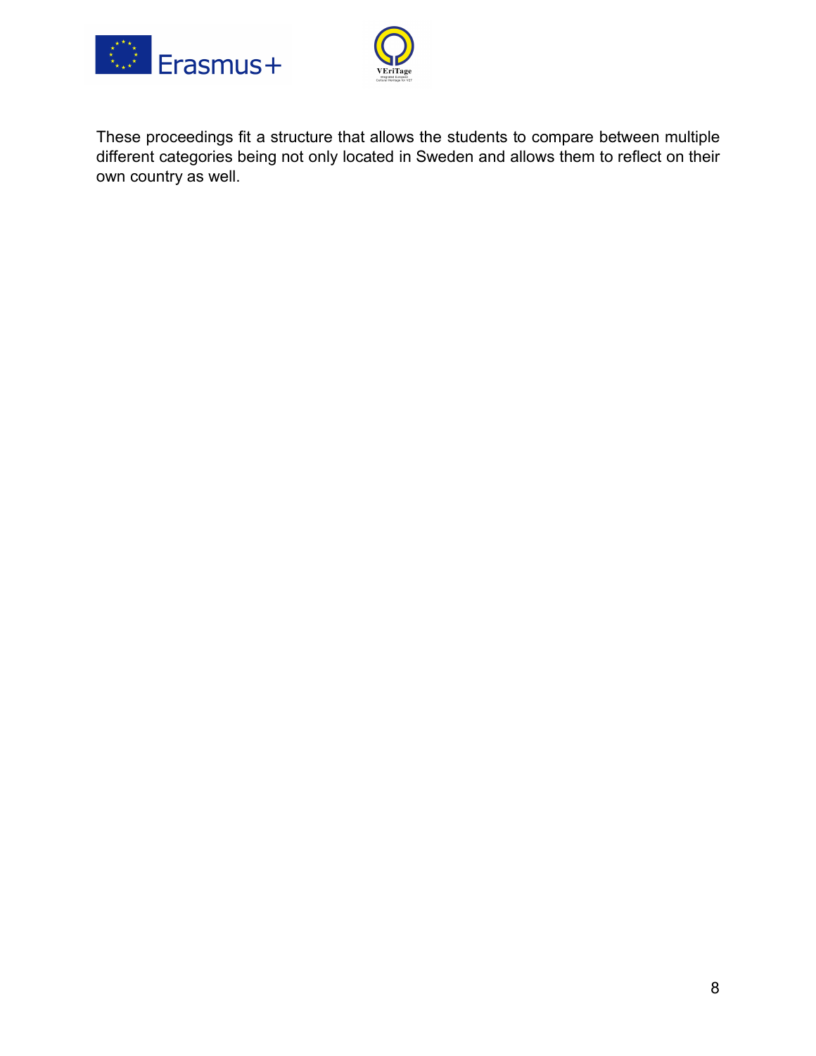These proceedings fit a structure that allows the students to compare between multiple different categories being not only located in Sweden and allows them to reflect on their own country as well.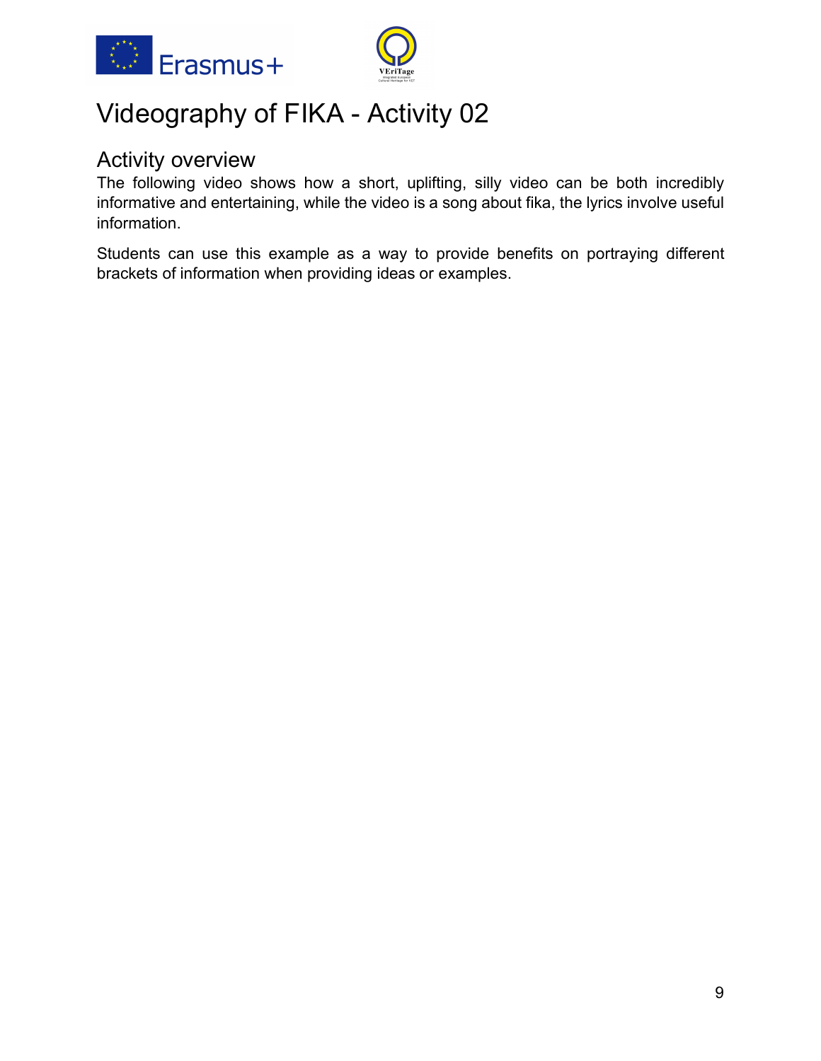# Videography of FIKA - Activity 02

## Activity overview

The following video shows how a short, uplifting, silly video can be both incredibly informative and entertaining, while the video is a song about fika, the lyrics involve useful information.

Students can use this example as a way to provide benefits on portraying different brackets of information when providing ideas or examples.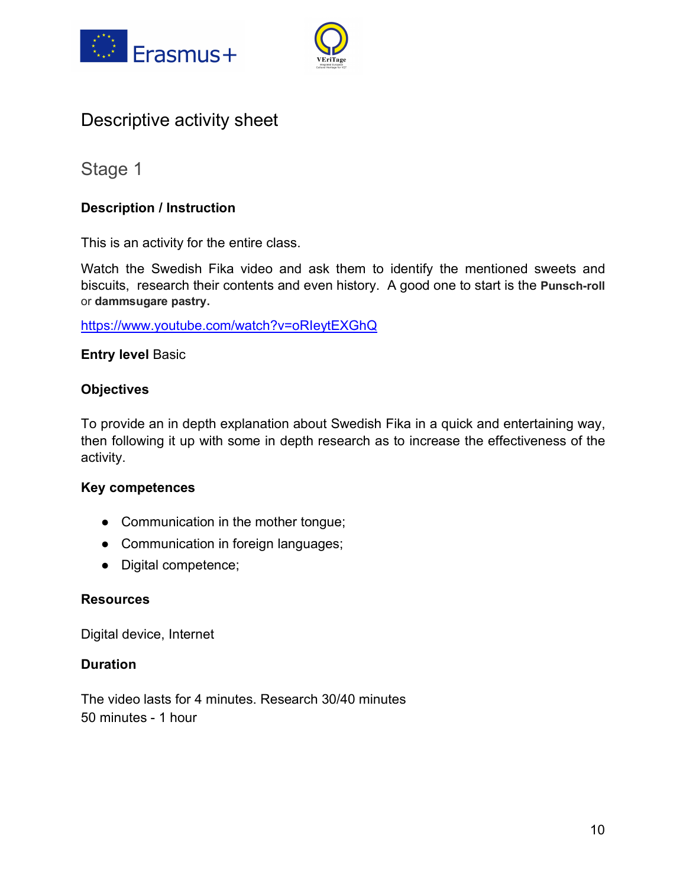# Descriptive activity sheet

## Stage 1

**Description / Instruction**

This is an activity for the entire class.

Watch the Swedish Fika video and ask them to identify the mentioned sweets and biscuits, research their contents and even history. A good one to start is the **Punsch-roll** or **dammsugare pastry.**

https://www.youtube.com/watch?v=oRIeytEXGhQ

**Entry level** Basic

**Objectives**

To provide an in depth explanation about Swedish Fika in a quick and entertaining way, then following it up with some in depth research as to increase the effectiveness of the activity.

**Key competences**

- Communication in the mother tongue;
- Communication in foreign languages;
- Digital competence;

**Resources**

Digital device, Internet

**Duration**

The video lasts for 4 minutes. Research 30/40 minutes
50 minutes - 1 hour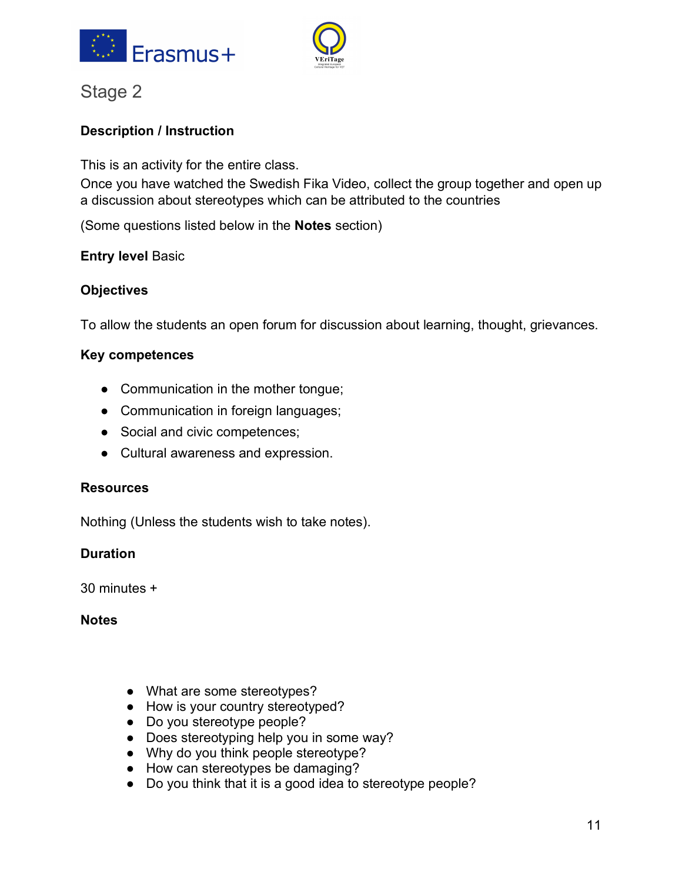## Stage 2

**Description / Instruction**

This is an activity for the entire class.
Once you have watched the Swedish Fika Video, collect the group together and open up a discussion about stereotypes which can be attributed to the countries

(Some questions listed below in the **Notes** section)

**Entry level** Basic

**Objectives**

To allow the students an open forum for discussion about learning, thought, grievances.

**Key competences**

- Communication in the mother tongue;
- Communication in foreign languages;
- Social and civic competences;
- Cultural awareness and expression.

**Resources**

Nothing (Unless the students wish to take notes).

**Duration**

30 minutes +

**Notes**

- What are some stereotypes?
- How is your country stereotyped?
- Do you stereotype people?
- Does stereotyping help you in some way?
- Why do you think people stereotype?
- How can stereotypes be damaging?
- Do you think that it is a good idea to stereotype people?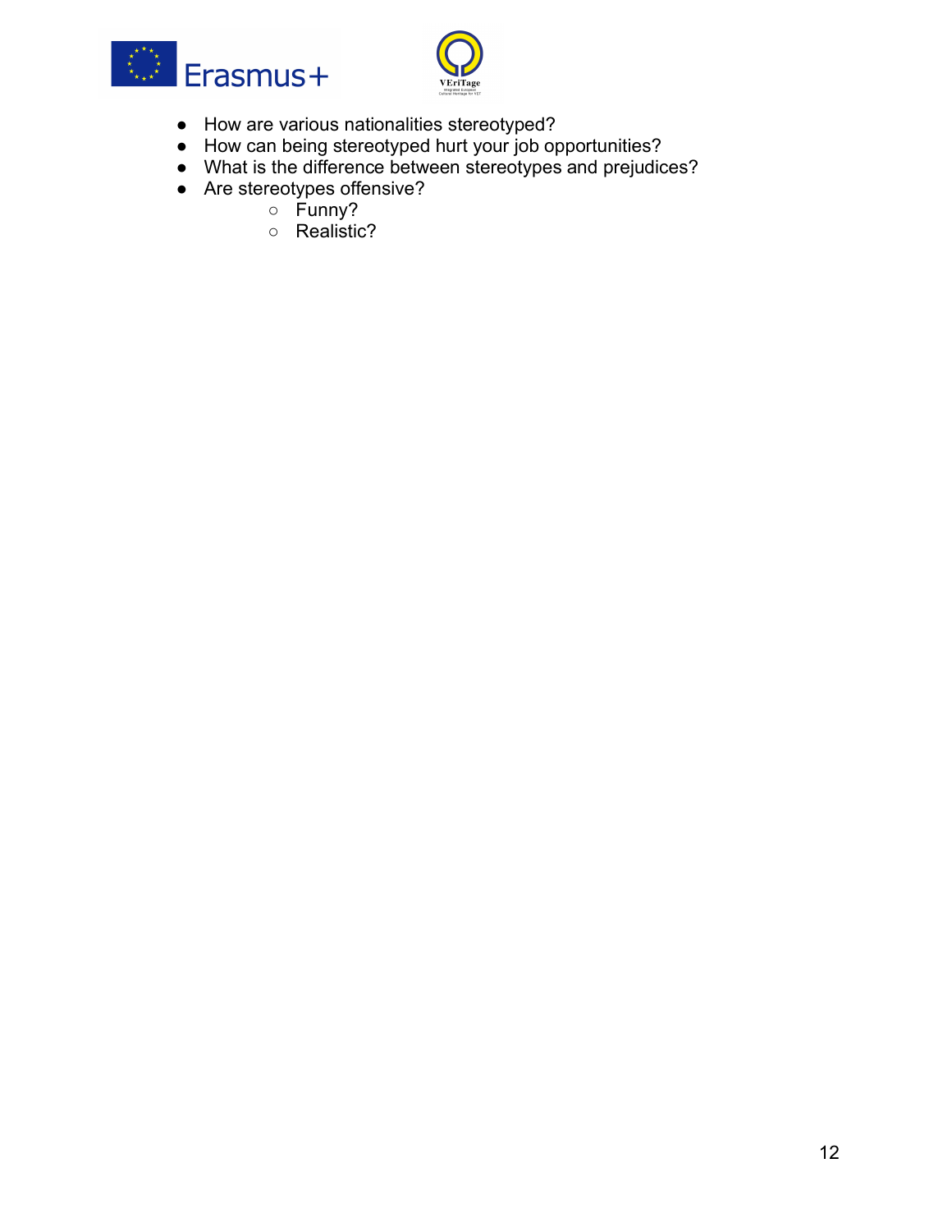- How are various nationalities stereotyped?
- How can being stereotyped hurt your job opportunities?
- What is the difference between stereotypes and prejudices?
- Are stereotypes offensive?
    - Funny?
    - Realistic?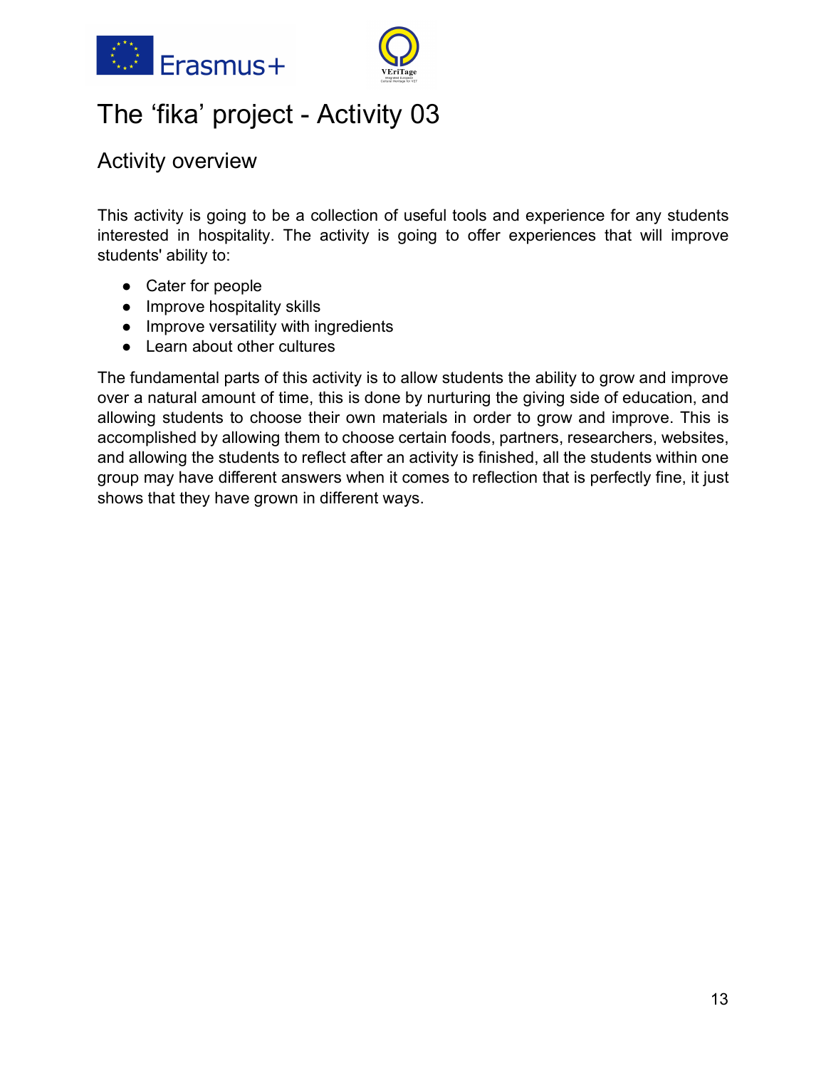# The 'fika' project - Activity 03

## Activity overview

This activity is going to be a collection of useful tools and experience for any students interested in hospitality. The activity is going to offer experiences that will improve students' ability to:

- Cater for people
- Improve hospitality skills
- Improve versatility with ingredients
- Learn about other cultures

The fundamental parts of this activity is to allow students the ability to grow and improve over a natural amount of time, this is done by nurturing the giving side of education, and allowing students to choose their own materials in order to grow and improve. This is accomplished by allowing them to choose certain foods, partners, researchers, websites, and allowing the students to reflect after an activity is finished, all the students within one group may have different answers when it comes to reflection that is perfectly fine, it just shows that they have grown in different ways.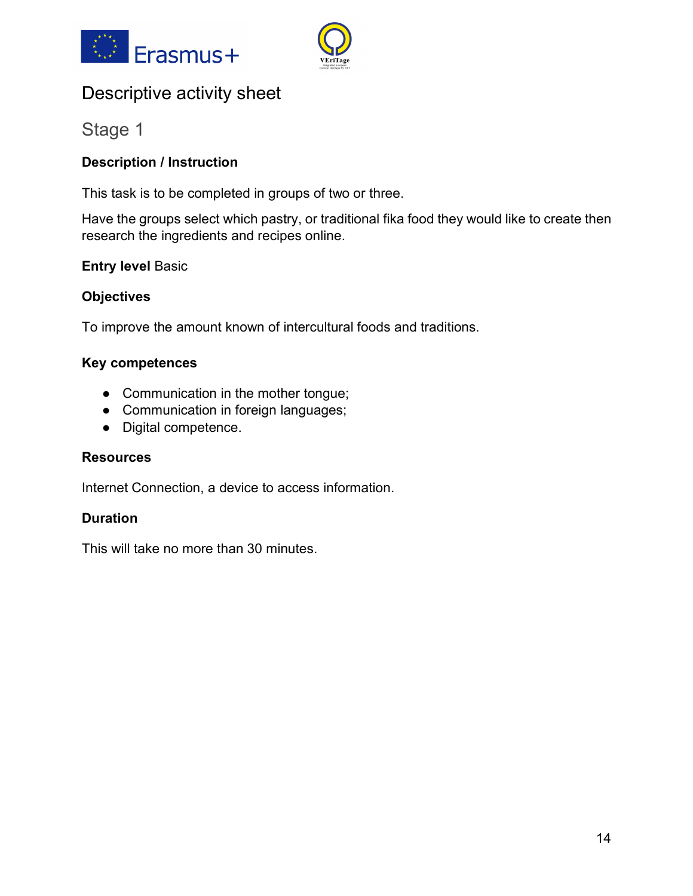# Descriptive activity sheet

## Stage 1

**Description / Instruction**

This task is to be completed in groups of two or three.

Have the groups select which pastry, or traditional fika food they would like to create then research the ingredients and recipes online.

**Entry level** Basic

**Objectives**

To improve the amount known of intercultural foods and traditions.

**Key competences**

- Communication in the mother tongue;
- Communication in foreign languages;
- Digital competence.

**Resources**

Internet Connection, a device to access information.

**Duration**

This will take no more than 30 minutes.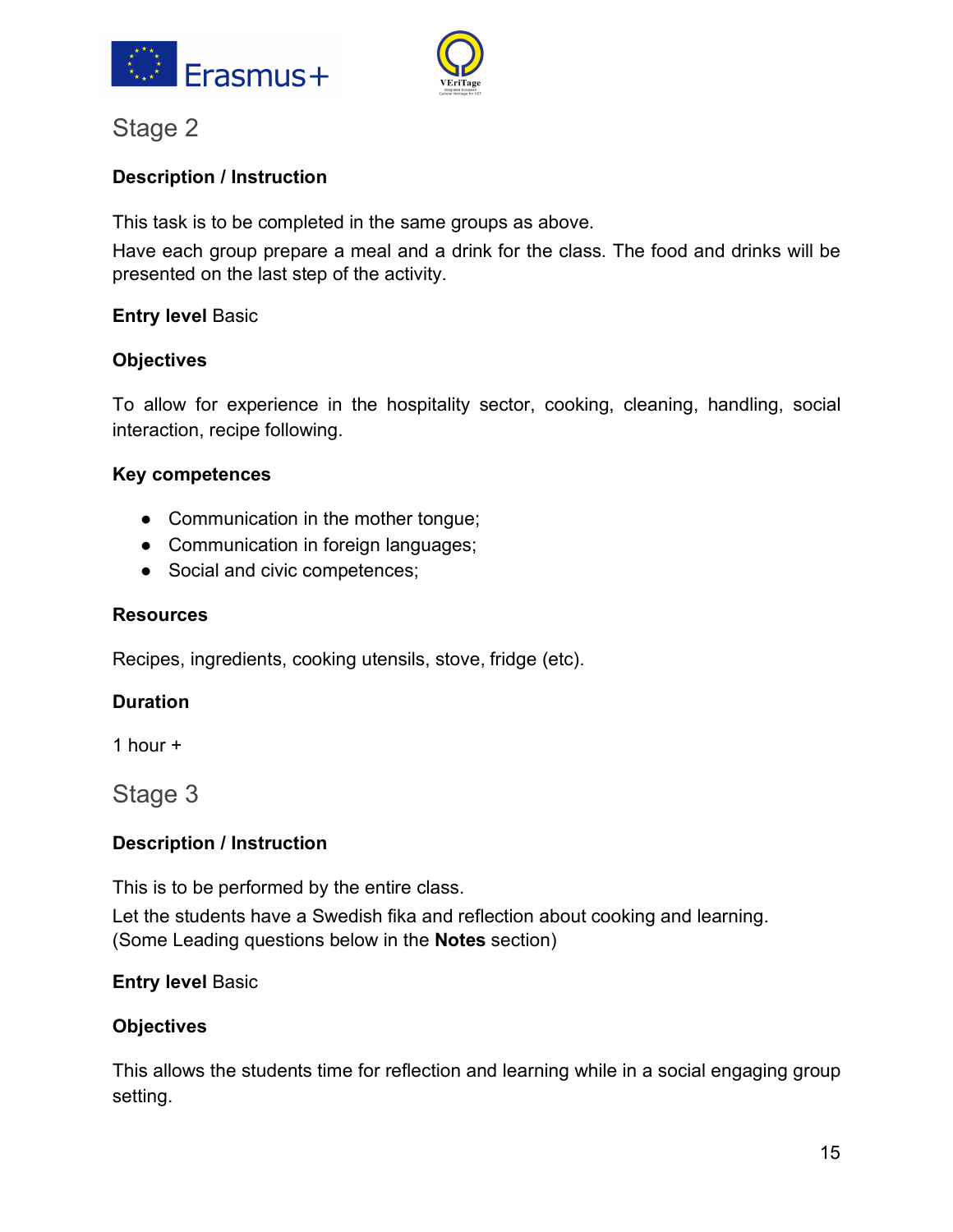## Stage 2

**Description / Instruction**

This task is to be completed in the same groups as above.

Have each group prepare a meal and a drink for the class. The food and drinks will be presented on the last step of the activity.

**Entry level** Basic

**Objectives**

To allow for experience in the hospitality sector, cooking, cleaning, handling, social interaction, recipe following.

**Key competences**

- Communication in the mother tongue;
- Communication in foreign languages;
- Social and civic competences;

**Resources**

Recipes, ingredients, cooking utensils, stove, fridge (etc).

**Duration**

1 hour +

## Stage 3

**Description / Instruction**

This is to be performed by the entire class.

Let the students have a Swedish fika and reflection about cooking and learning.
(Some Leading questions below in the **Notes** section)

**Entry level** Basic

**Objectives**

This allows the students time for reflection and learning while in a social engaging group setting.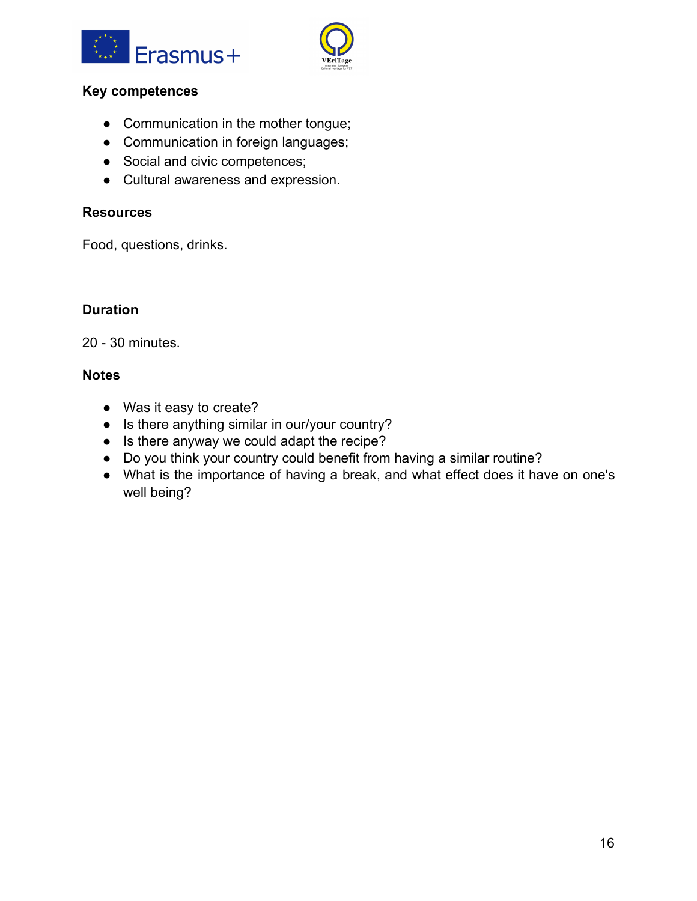**Key competences**

- Communication in the mother tongue;
- Communication in foreign languages;
- Social and civic competences;
- Cultural awareness and expression.

**Resources**

Food, questions, drinks.

**Duration**

20 - 30 minutes.

**Notes**

- Was it easy to create?
- Is there anything similar in our/your country?
- Is there anyway we could adapt the recipe?
- Do you think your country could benefit from having a similar routine?
- What is the importance of having a break, and what effect does it have on one's well being?